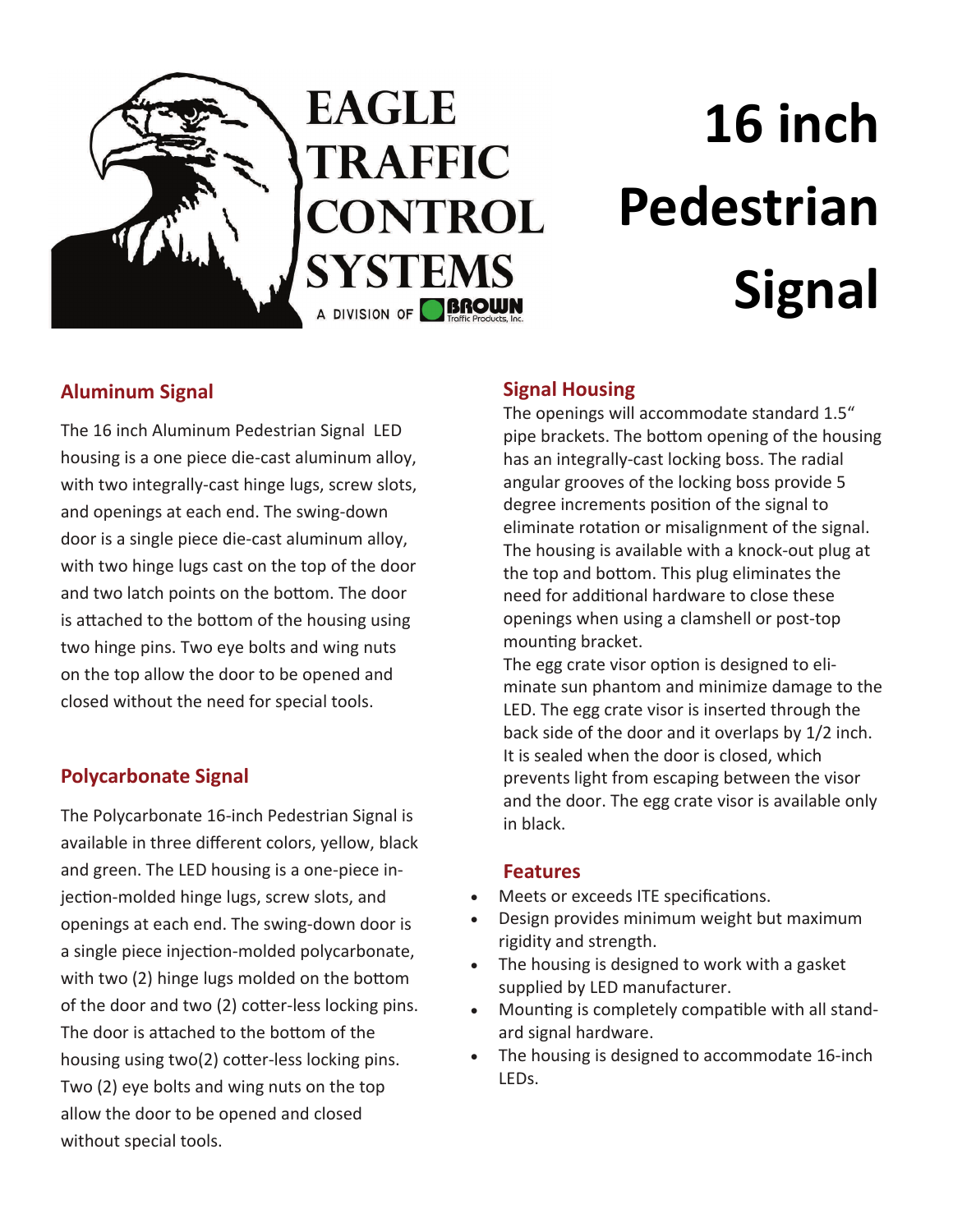EAGLE TRAFFIC CONTROL SYSTEMS

A DIVISION OF BROWN Traffic Products, Inc.

# 16 inch Pedestrian Signal

## Aluminum Signal

The 16 inch Aluminum Pedestrian Signal LED housing is a one piece die-cast aluminum alloy, with two integrally-cast hinge lugs, screw slots, and openings at each end. The swing-down door is a single piece die-cast aluminum alloy, with two hinge lugs cast on the top of the door and two latch points on the bottom. The door is attached to the bottom of the housing using two hinge pins. Two eye bolts and wing nuts on the top allow the door to be opened and closed without the need for special tools.

## Polycarbonate Signal

The Polycarbonate 16-inch Pedestrian Signal is available in three different colors, yellow, black and green. The LED housing is a one-piece injection-molded hinge lugs, screw slots, and openings at each end. The swing-down door is a single piece injection-molded polycarbonate, with two (2) hinge lugs molded on the bottom of the door and two (2) cotter-less locking pins. The door is attached to the bottom of the housing using two(2) cotter-less locking pins. Two (2) eye bolts and wing nuts on the top allow the door to be opened and closed without special tools.

## Signal Housing

The openings will accommodate standard 1.5" pipe brackets. The bottom opening of the housing has an integrally-cast locking boss. The radial angular grooves of the locking boss provide 5 degree increments position of the signal to eliminate rotation or misalignment of the signal. The housing is available with a knock-out plug at the top and bottom. This plug eliminates the need for additional hardware to close these openings when using a clamshell or post-top mounting bracket.

The egg crate visor option is designed to eliminate sun phantom and minimize damage to the LED. The egg crate visor is inserted through the back side of the door and it overlaps by 1/2 inch. It is sealed when the door is closed, which prevents light from escaping between the visor and the door. The egg crate visor is available only in black.

## Features

- Meets or exceeds ITE specifications.
- Design provides minimum weight but maximum rigidity and strength.
- The housing is designed to work with a gasket supplied by LED manufacturer.
- Mounting is completely compatible with all standard signal hardware.
- The housing is designed to accommodate 16-inch LEDs.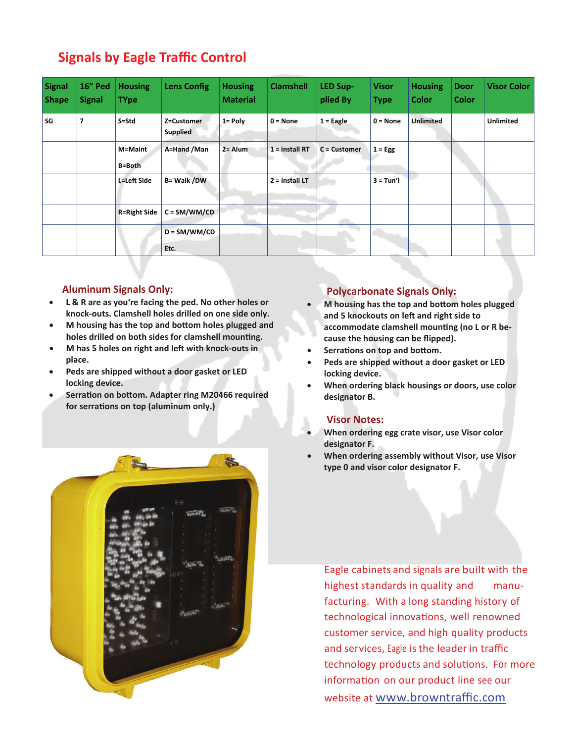## Signals by Eagle Traffic Control

| Signal Shape | 16" Ped Signal | Housing TYpe | Lens Config | Housing Material | Clamshell | LED Sup-plied By | Visor Type | Housing Color | Door Color | Visor Color |
|---|---|---|---|---|---|---|---|---|---|---|
| SG | 7 | S=Std | Z=Customer Supplied | 1= Poly | 0 = None | 1 = Eagle | 0 = None | Unlimited | | Unlimited |
| | | M=Maint B=Both | A=Hand /Man | 2= Alum | 1 = install RT | C = Customer | 1 = Egg | | | |
| | | L=Left Side | B= Walk /DW | | 2 = install LT | | 3 = Tun'l | | | |
| | | R=Right Side | C = SM/WM/CD | | | | | | | |
| | | | D = SM/WM/CD Etc. | | | | | | | |

### Aluminum Signals Only:

- L & R are as you're facing the ped. No other holes or knock-outs. Clamshell holes drilled on one side only.
- M housing has the top and bottom holes plugged and holes drilled on both sides for clamshell mounting.
- M has 5 holes on right and left with knock-outs in place.
- Peds are shipped without a door gasket or LED locking device.
- Serration on bottom. Adapter ring M20466 required for serrations on top (aluminum only.)

### Polycarbonate Signals Only:

- M housing has the top and bottom holes plugged and 5 knockouts on left and right side to accommodate clamshell mounting (no L or R because the housing can be flipped).
- Serrations on top and bottom.
- Peds are shipped without a door gasket or LED locking device.
- When ordering black housings or doors, use color designator B.

### Visor Notes:

- When ordering egg crate visor, use Visor color designator F.
- When ordering assembly without Visor, use Visor type 0 and visor color designator F.

Eagle cabinets and signals are built with the highest standards in quality and manufacturing. With a long standing history of technological innovations, well renowned customer service, and high quality products and services, Eagle is the leader in traffic technology products and solutions. For more information on our product line see our website at www.browntraffic.com